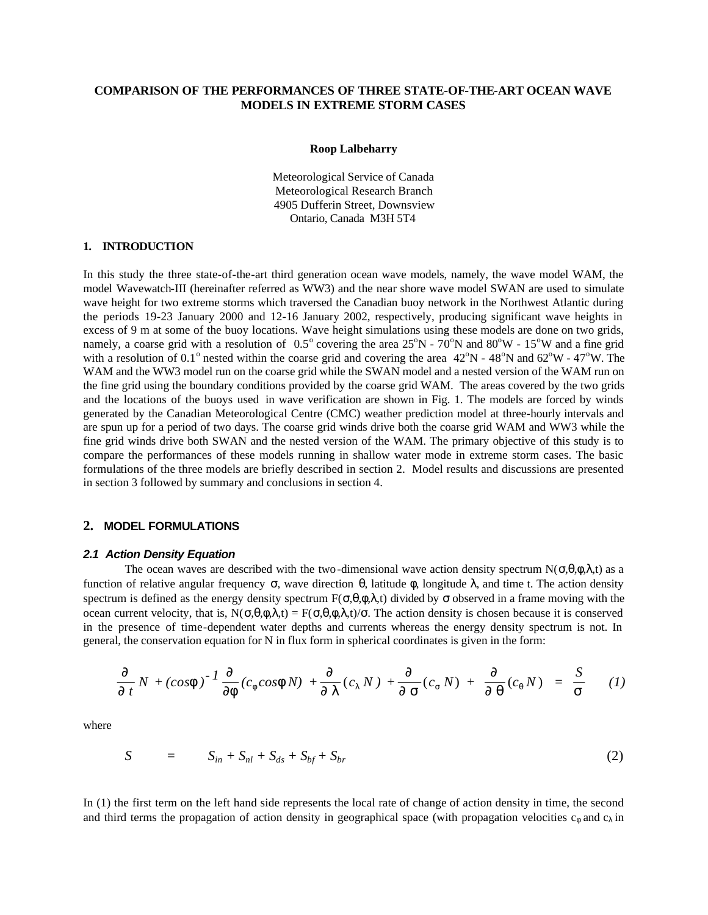# COMPARISON OF THE PERFORMANCES OF THREE STATE-OF-THE-ART OCEAN WAVE MODELS IN EXTREME STORM CASES

**Roop Lalbeharry**

Meteorological Service of Canada
Meteorological Research Branch
4905 Dufferin Street, Downsview
Ontario, Canada M3H 5T4

## 1. INTRODUCTION

In this study the three state-of-the-art third generation ocean wave models, namely, the wave model WAM, the model Wavewatch-III (hereinafter referred as WW3) and the near shore wave model SWAN are used to simulate wave height for two extreme storms which traversed the Canadian buoy network in the Northwest Atlantic during the periods 19-23 January 2000 and 12-16 January 2002, respectively, producing significant wave heights in excess of 9 m at some of the buoy locations. Wave height simulations using these models are done on two grids, namely, a coarse grid with a resolution of $0.5^o$ covering the area $25^oN$ - $70^oN$ and $80^oW$ - $15^oW$ and a fine grid with a resolution of $0.1^o$ nested within the coarse grid and covering the area $42^oN$ - $48^oN$ and $62^oW$ - $47^oW$. The WAM and the WW3 model run on the coarse grid while the SWAN model and a nested version of the WAM run on the fine grid using the boundary conditions provided by the coarse grid WAM. The areas covered by the two grids and the locations of the buoys used in wave verification are shown in Fig. 1. The models are forced by winds generated by the Canadian Meteorological Centre (CMC) weather prediction model at three-hourly intervals and are spun up for a period of two days. The coarse grid winds drive both the coarse grid WAM and WW3 while the fine grid winds drive both SWAN and the nested version of the WAM. The primary objective of this study is to compare the performances of these models running in shallow water mode in extreme storm cases. The basic formulations of the three models are briefly described in section 2. Model results and discussions are presented in section 3 followed by summary and conclusions in section 4.

## 2. MODEL FORMULATIONS

### 2.1 Action Density Equation

The ocean waves are described with the two-dimensional wave action density spectrum $N(\sigma,\theta,\phi,\lambda,t)$ as a function of relative angular frequency $\sigma$, wave direction $\theta$, latitude $\phi$, longitude $\lambda$, and time t. The action density spectrum is defined as the energy density spectrum $F(\sigma,\theta,\phi,\lambda,t)$ divided by $\sigma$ observed in a frame moving with the ocean current velocity, that is, $N(\sigma,\theta,\phi,\lambda,t) = F(\sigma,\theta,\phi,\lambda,t)/\sigma$. The action density is chosen because it is conserved in the presence of time-dependent water depths and currents whereas the energy density spectrum is not. In general, the conservation equation for N in flux form in spherical coordinates is given in the form:

$$\frac{\partial}{\partial t} N + (cos\phi)^{-1} \frac{\partial}{\partial \phi}(c_\phi cos\phi N) + \frac{\partial}{\partial \lambda}(c_\lambda N) + \frac{\partial}{\partial \sigma}(c_\sigma N) + \frac{\partial}{\partial \theta}(c_\theta N) = \frac{S}{\sigma} \qquad (1)$$

where

$$S = S_{in} + S_{nl} + S_{ds} + S_{bf} + S_{br} \qquad (2)$$

In (1) the first term on the left hand side represents the local rate of change of action density in time, the second and third terms the propagation of action density in geographical space (with propagation velocities $c_\phi$ and $c_\lambda$ in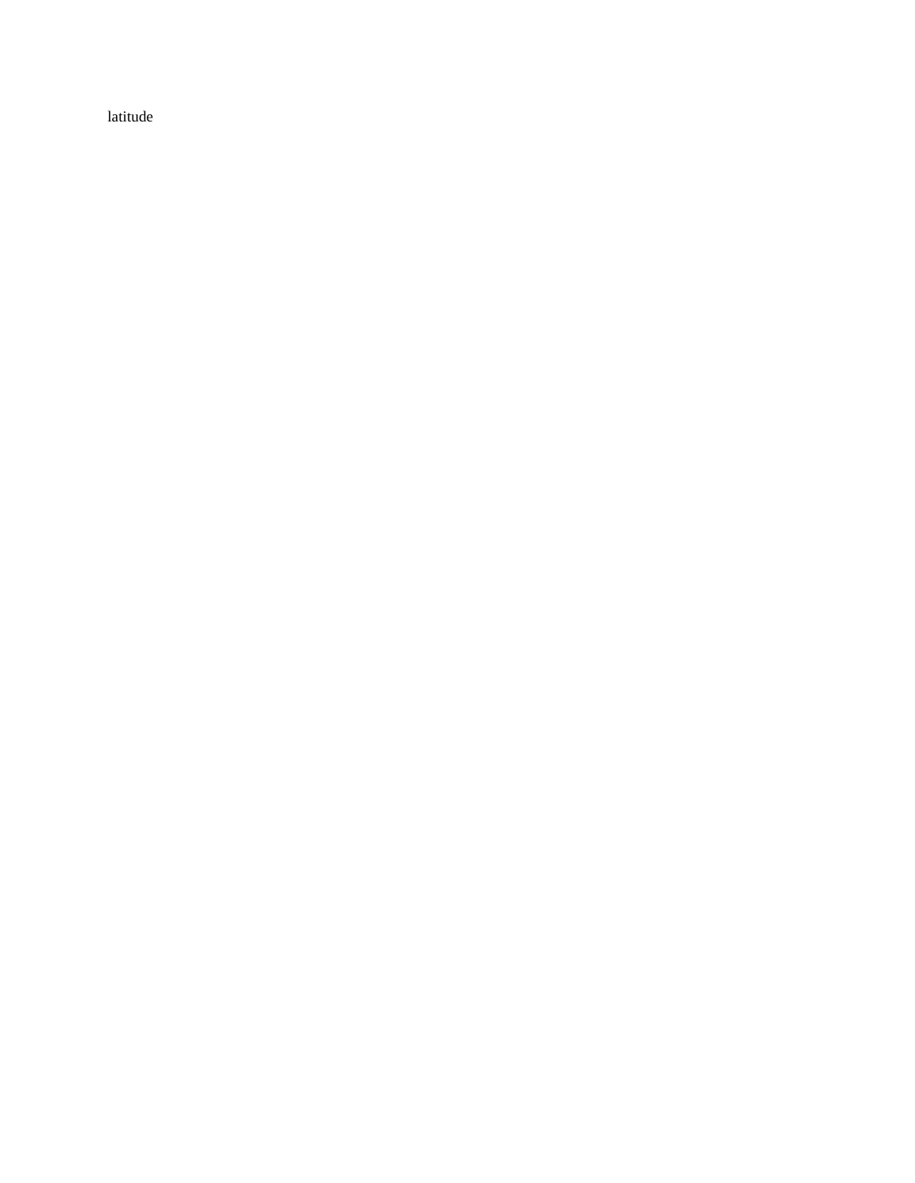latitude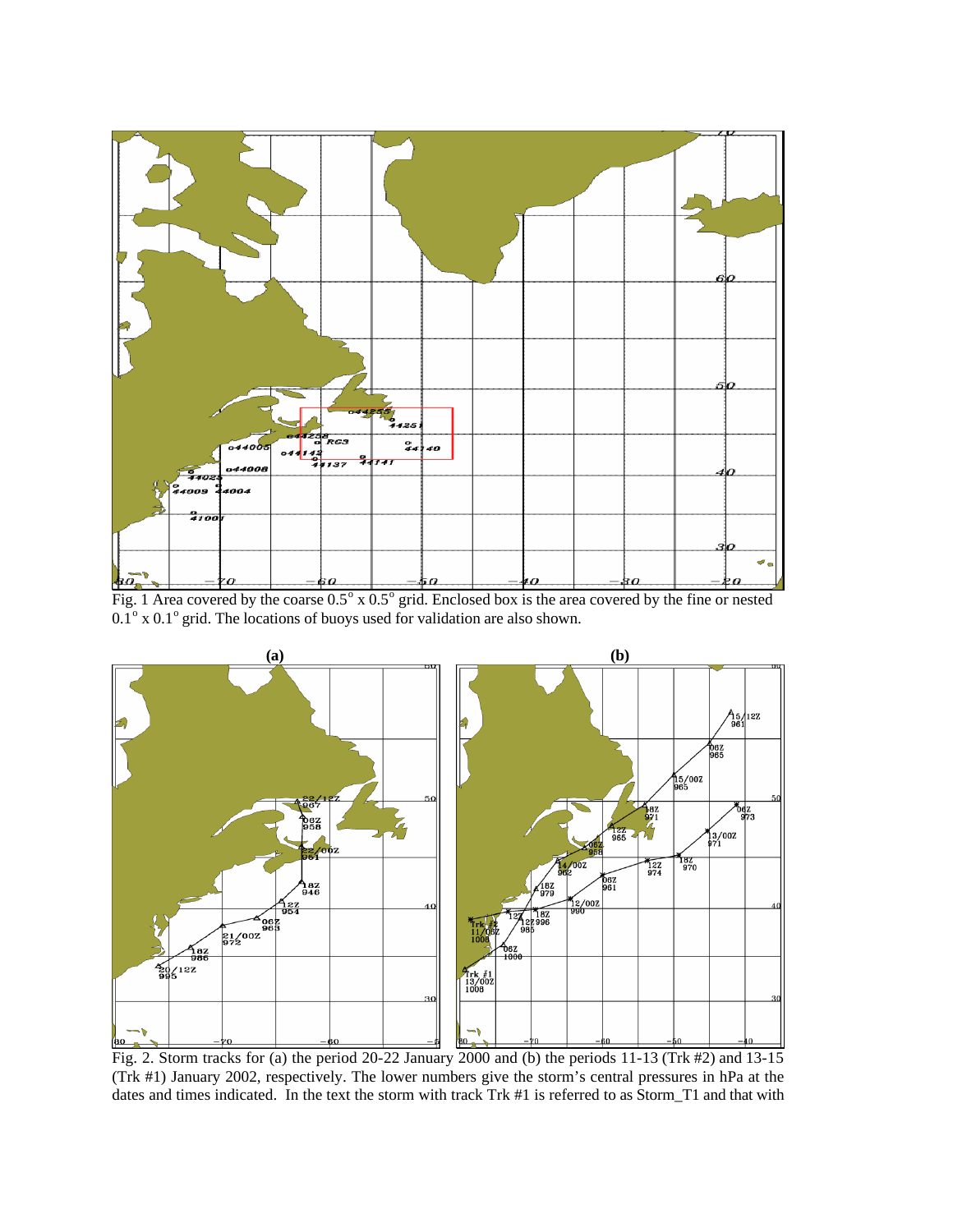Fig. 1 Area covered by the coarse 0.5° x 0.5° grid. Enclosed box is the area covered by the fine or nested 0.1° x 0.1° grid. The locations of buoys used for validation are also shown.

Fig. 2. Storm tracks for (a) the period 20-22 January 2000 and (b) the periods 11-13 (Trk #2) and 13-15 (Trk #1) January 2002, respectively. The lower numbers give the storm's central pressures in hPa at the dates and times indicated. In the text the storm with track Trk #1 is referred to as Storm_T1 and that with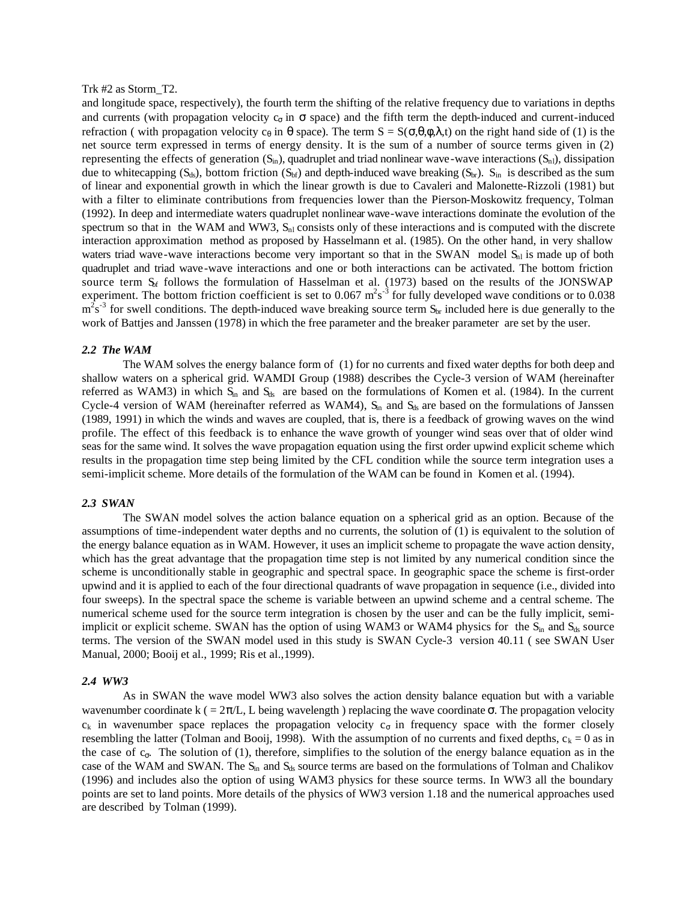Trk #2 as Storm_T2.

and longitude space, respectively), the fourth term the shifting of the relative frequency due to variations in depths and currents (with propagation velocity $c_\sigma$ in $\sigma$ space) and the fifth term the depth-induced and current-induced refraction ( with propagation velocity $c_\theta$ in $\theta$ space). The term $S = S(\sigma,\theta,\phi,\lambda,t)$ on the right hand side of (1) is the net source term expressed in terms of energy density. It is the sum of a number of source terms given in (2) representing the effects of generation ($S_{in}$), quadruplet and triad nonlinear wave-wave interactions ($S_{nl}$), dissipation due to whitecapping ($S_{ds}$), bottom friction ($S_{bf}$) and depth-induced wave breaking ($S_{br}$). $S_{in}$ is described as the sum of linear and exponential growth in which the linear growth is due to Cavaleri and Malonette-Rizzoli (1981) but with a filter to eliminate contributions from frequencies lower than the Pierson-Moskowitz frequency, Tolman (1992). In deep and intermediate waters quadruplet nonlinear wave-wave interactions dominate the evolution of the spectrum so that in the WAM and WW3, $S_{nl}$ consists only of these interactions and is computed with the discrete interaction approximation method as proposed by Hasselmann et al. (1985). On the other hand, in very shallow waters triad wave-wave interactions become very important so that in the SWAN model $S_{nl}$ is made up of both quadruplet and triad wave-wave interactions and one or both interactions can be activated. The bottom friction source term $S_{bf}$ follows the formulation of Hasselman et al. (1973) based on the results of the JONSWAP experiment. The bottom friction coefficient is set to 0.067 $m^2s^{-3}$ for fully developed wave conditions or to 0.038 $m^2s^{-3}$ for swell conditions. The depth-induced wave breaking source term $S_{br}$ included here is due generally to the work of Battjes and Janssen (1978) in which the free parameter and the breaker parameter are set by the user.

### *2.2 The WAM*

The WAM solves the energy balance form of (1) for no currents and fixed water depths for both deep and shallow waters on a spherical grid. WAMDI Group (1988) describes the Cycle-3 version of WAM (hereinafter referred as WAM3) in which $S_{in}$ and $S_{ds}$ are based on the formulations of Komen et al. (1984). In the current Cycle-4 version of WAM (hereinafter referred as WAM4), $S_{in}$ and $S_{ds}$ are based on the formulations of Janssen (1989, 1991) in which the winds and waves are coupled, that is, there is a feedback of growing waves on the wind profile. The effect of this feedback is to enhance the wave growth of younger wind seas over that of older wind seas for the same wind. It solves the wave propagation equation using the first order upwind explicit scheme which results in the propagation time step being limited by the CFL condition while the source term integration uses a semi-implicit scheme. More details of the formulation of the WAM can be found in Komen et al. (1994).

### *2.3 SWAN*

The SWAN model solves the action balance equation on a spherical grid as an option. Because of the assumptions of time-independent water depths and no currents, the solution of (1) is equivalent to the solution of the energy balance equation as in WAM. However, it uses an implicit scheme to propagate the wave action density, which has the great advantage that the propagation time step is not limited by any numerical condition since the scheme is unconditionally stable in geographic and spectral space. In geographic space the scheme is first-order upwind and it is applied to each of the four directional quadrants of wave propagation in sequence (i.e., divided into four sweeps). In the spectral space the scheme is variable between an upwind scheme and a central scheme. The numerical scheme used for the source term integration is chosen by the user and can be the fully implicit, semi-implicit or explicit scheme. SWAN has the option of using WAM3 or WAM4 physics for the $S_{in}$ and $S_{ds}$ source terms. The version of the SWAN model used in this study is SWAN Cycle-3 version 40.11 ( see SWAN User Manual, 2000; Booij et al., 1999; Ris et al.,1999).

### *2.4 WW3*

As in SWAN the wave model WW3 also solves the action density balance equation but with a variable wavenumber coordinate k ( $= 2\pi/L$, L being wavelength ) replacing the wave coordinate $\sigma$. The propagation velocity $c_k$ in wavenumber space replaces the propagation velocity $c_\sigma$ in frequency space with the former closely resembling the latter (Tolman and Booij, 1998). With the assumption of no currents and fixed depths, $c_k = 0$ as in the case of $c_\sigma$. The solution of (1), therefore, simplifies to the solution of the energy balance equation as in the case of the WAM and SWAN. The $S_{in}$ and $S_{ds}$ source terms are based on the formulations of Tolman and Chalikov (1996) and includes also the option of using WAM3 physics for these source terms. In WW3 all the boundary points are set to land points. More details of the physics of WW3 version 1.18 and the numerical approaches used are described by Tolman (1999).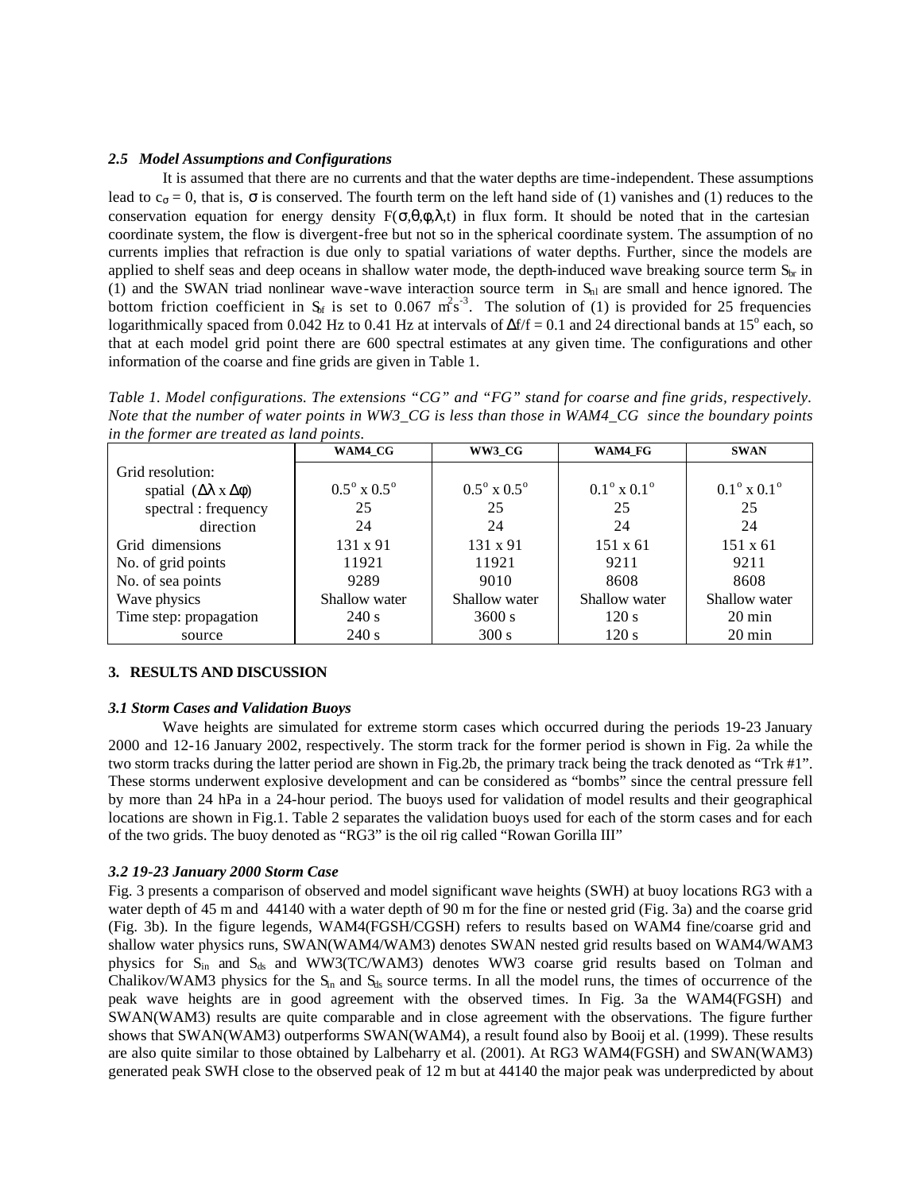### *2.5 Model Assumptions and Configurations*

It is assumed that there are no currents and that the water depths are time-independent. These assumptions lead to $c_\sigma = 0$, that is, $\sigma$ is conserved. The fourth term on the left hand side of (1) vanishes and (1) reduces to the conservation equation for energy density $F(\sigma,\theta,\phi,\lambda,t)$ in flux form. It should be noted that in the cartesian coordinate system, the flow is divergent-free but not so in the spherical coordinate system. The assumption of no currents implies that refraction is due only to spatial variations of water depths. Further, since the models are applied to shelf seas and deep oceans in shallow water mode, the depth-induced wave breaking source term $S_{br}$ in (1) and the SWAN triad nonlinear wave-wave interaction source term in $S_{nl}$ are small and hence ignored. The bottom friction coefficient in $S_{bf}$ is set to 0.067 $m^2s^{-3}$. The solution of (1) is provided for 25 frequencies logarithmically spaced from 0.042 Hz to 0.41 Hz at intervals of $\Delta f/f = 0.1$ and 24 directional bands at $15^o$ each, so that at each model grid point there are 600 spectral estimates at any given time. The configurations and other information of the coarse and fine grids are given in Table 1.

*Table 1. Model configurations. The extensions "CG" and "FG" stand for coarse and fine grids, respectively. Note that the number of water points in WW3_CG is less than those in WAM4_CG since the boundary points in the former are treated as land points.*

| | WAM4_CG | WW3_CG | WAM4_FG | SWAN |
|---|---|---|---|---|
| Grid resolution: | | | | |
| spatial ($\Delta\lambda$ x $\Delta\phi$) | $0.5^o$ x $0.5^o$ | $0.5^o$ x $0.5^o$ | $0.1^o$ x $0.1^o$ | $0.1^o$ x $0.1^o$ |
| spectral : frequency | 25 | 25 | 25 | 25 |
| direction | 24 | 24 | 24 | 24 |
| Grid dimensions | 131 x 91 | 131 x 91 | 151 x 61 | 151 x 61 |
| No. of grid points | 11921 | 11921 | 9211 | 9211 |
| No. of sea points | 9289 | 9010 | 8608 | 8608 |
| Wave physics | Shallow water | Shallow water | Shallow water | Shallow water |
| Time step: propagation | 240 s | 3600 s | 120 s | 20 min |
| source | 240 s | 300 s | 120 s | 20 min |

## 3. RESULTS AND DISCUSSION

### *3.1 Storm Cases and Validation Buoys*

Wave heights are simulated for extreme storm cases which occurred during the periods 19-23 January 2000 and 12-16 January 2002, respectively. The storm track for the former period is shown in Fig. 2a while the two storm tracks during the latter period are shown in Fig.2b, the primary track being the track denoted as "Trk #1". These storms underwent explosive development and can be considered as "bombs" since the central pressure fell by more than 24 hPa in a 24-hour period. The buoys used for validation of model results and their geographical locations are shown in Fig.1. Table 2 separates the validation buoys used for each of the storm cases and for each of the two grids. The buoy denoted as "RG3" is the oil rig called "Rowan Gorilla III"

### *3.2 19-23 January 2000 Storm Case*

Fig. 3 presents a comparison of observed and model significant wave heights (SWH) at buoy locations RG3 with a water depth of 45 m and 44140 with a water depth of 90 m for the fine or nested grid (Fig. 3a) and the coarse grid (Fig. 3b). In the figure legends, WAM4(FGSH/CGSH) refers to results based on WAM4 fine/coarse grid and shallow water physics runs, SWAN(WAM4/WAM3) denotes SWAN nested grid results based on WAM4/WAM3 physics for $S_{in}$ and $S_{ds}$ and WW3(TC/WAM3) denotes WW3 coarse grid results based on Tolman and Chalikov/WAM3 physics for the $S_{in}$ and $S_{ds}$ source terms. In all the model runs, the times of occurrence of the peak wave heights are in good agreement with the observed times. In Fig. 3a the WAM4(FGSH) and SWAN(WAM3) results are quite comparable and in close agreement with the observations. The figure further shows that SWAN(WAM3) outperforms SWAN(WAM4), a result found also by Booij et al. (1999). These results are also quite similar to those obtained by Lalbeharry et al. (2001). At RG3 WAM4(FGSH) and SWAN(WAM3) generated peak SWH close to the observed peak of 12 m but at 44140 the major peak was underpredicted by about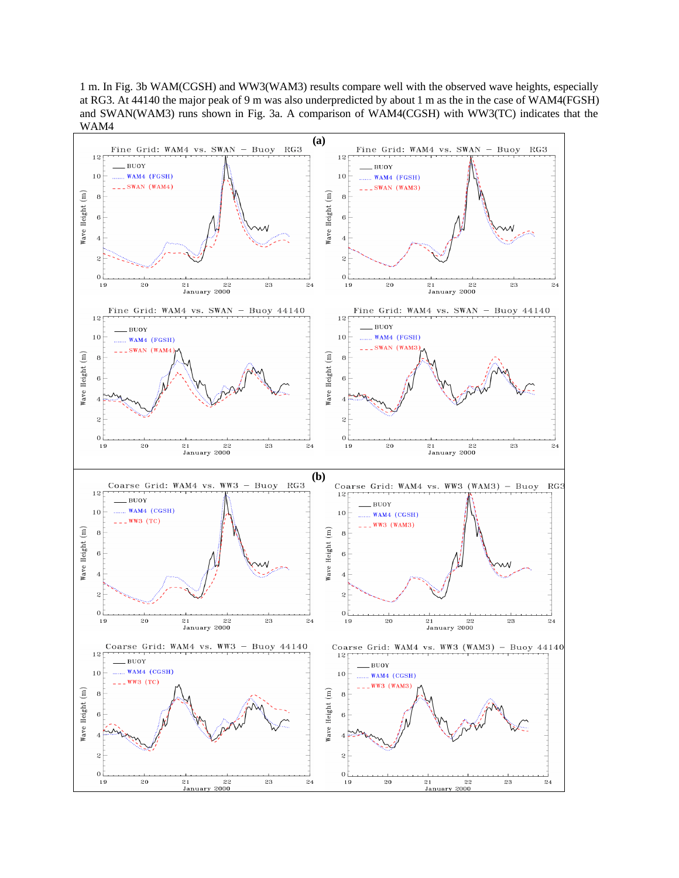1 m. In Fig. 3b WAM(CGSH) and WW3(WAM3) results compare well with the observed wave heights, especially at RG3. At 44140 the major peak of 9 m was also underpredicted by about 1 m as the in the case of WAM4(FGSH) and SWAN(WAM3) runs shown in Fig. 3a. A comparison of WAM4(CGSH) with WW3(TC) indicates that the WAM4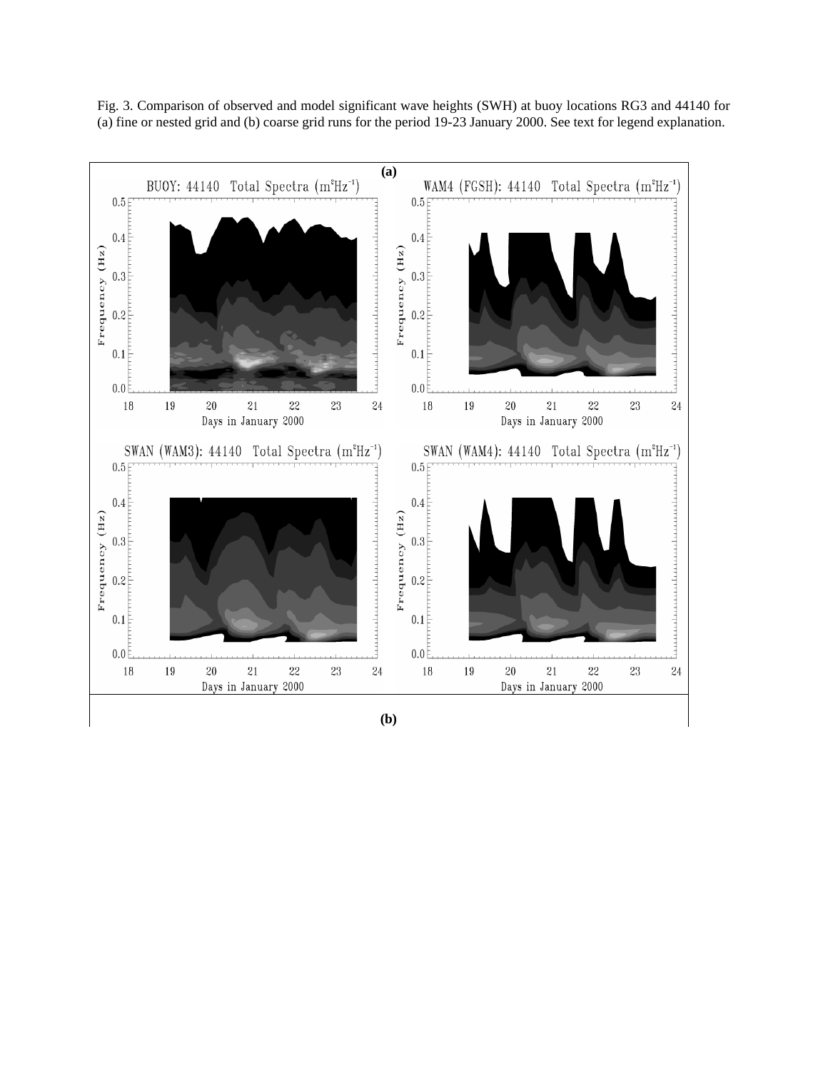Fig. 3. Comparison of observed and model significant wave heights (SWH) at buoy locations RG3 and 44140 for (a) fine or nested grid and (b) coarse grid runs for the period 19-23 January 2000. See text for legend explanation.

(a)

BUOY: 44140 Total Spectra ($m^2Hz^{-1}$)

WAM4 (FGSH): 44140 Total Spectra ($m^2Hz^{-1}$)

SWAN (WAM3): 44140 Total Spectra ($m^2Hz^{-1}$)

SWAN (WAM4): 44140 Total Spectra ($m^2Hz^{-1}$)

(b)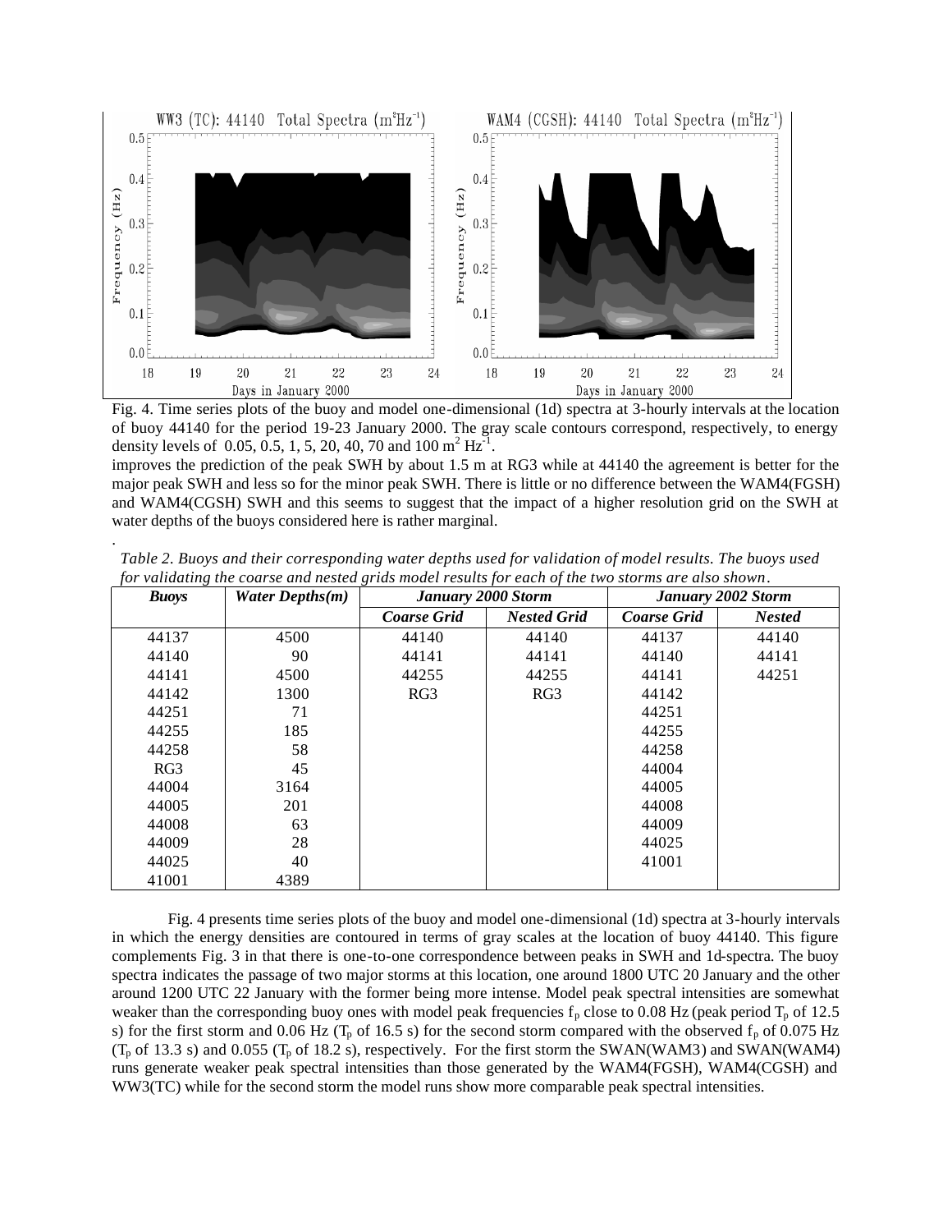Fig. 4. Time series plots of the buoy and model one-dimensional (1d) spectra at 3-hourly intervals at the location of buoy 44140 for the period 19-23 January 2000. The gray scale contours correspond, respectively, to energy density levels of 0.05, 0.5, 1, 5, 20, 40, 70 and 100 $m^2 Hz^{-1}$.

improves the prediction of the peak SWH by about 1.5 m at RG3 while at 44140 the agreement is better for the major peak SWH and less so for the minor peak SWH. There is little or no difference between the WAM4(FGSH) and WAM4(CGSH) SWH and this seems to suggest that the impact of a higher resolution grid on the SWH at water depths of the buoys considered here is rather marginal.

*Table 2. Buoys and their corresponding water depths used for validation of model results. The buoys used for validating the coarse and nested grids model results for each of the two storms are also shown.*

| *Buoys* | *Water Depths(m)* | *January 2000 Storm* | | *January 2002 Storm* | |
|---|---|---|---|---|---|
| | | *Coarse Grid* | *Nested Grid* | *Coarse Grid* | *Nested* |
| 44137 | 4500 | 44140 | 44140 | 44137 | 44140 |
| 44140 | 90 | 44141 | 44141 | 44140 | 44141 |
| 44141 | 4500 | 44255 | 44255 | 44141 | 44251 |
| 44142 | 1300 | RG3 | RG3 | 44142 | |
| 44251 | 71 | | | 44251 | |
| 44255 | 185 | | | 44255 | |
| 44258 | 58 | | | 44258 | |
| RG3 | 45 | | | 44004 | |
| 44004 | 3164 | | | 44005 | |
| 44005 | 201 | | | 44008 | |
| 44008 | 63 | | | 44009 | |
| 44009 | 28 | | | 44025 | |
| 44025 | 40 | | | 41001 | |
| 41001 | 4389 | | | | |

Fig. 4 presents time series plots of the buoy and model one-dimensional (1d) spectra at 3-hourly intervals in which the energy densities are contoured in terms of gray scales at the location of buoy 44140. This figure complements Fig. 3 in that there is one-to-one correspondence between peaks in SWH and 1d-spectra. The buoy spectra indicates the passage of two major storms at this location, one around 1800 UTC 20 January and the other around 1200 UTC 22 January with the former being more intense. Model peak spectral intensities are somewhat weaker than the corresponding buoy ones with model peak frequencies $f_p$ close to 0.08 Hz (peak period $T_p$ of 12.5 s) for the first storm and 0.06 Hz ($T_p$ of 16.5 s) for the second storm compared with the observed $f_p$ of 0.075 Hz ($T_p$ of 13.3 s) and 0.055 ($T_p$ of 18.2 s), respectively. For the first storm the SWAN(WAM3) and SWAN(WAM4) runs generate weaker peak spectral intensities than those generated by the WAM4(FGSH), WAM4(CGSH) and WW3(TC) while for the second storm the model runs show more comparable peak spectral intensities.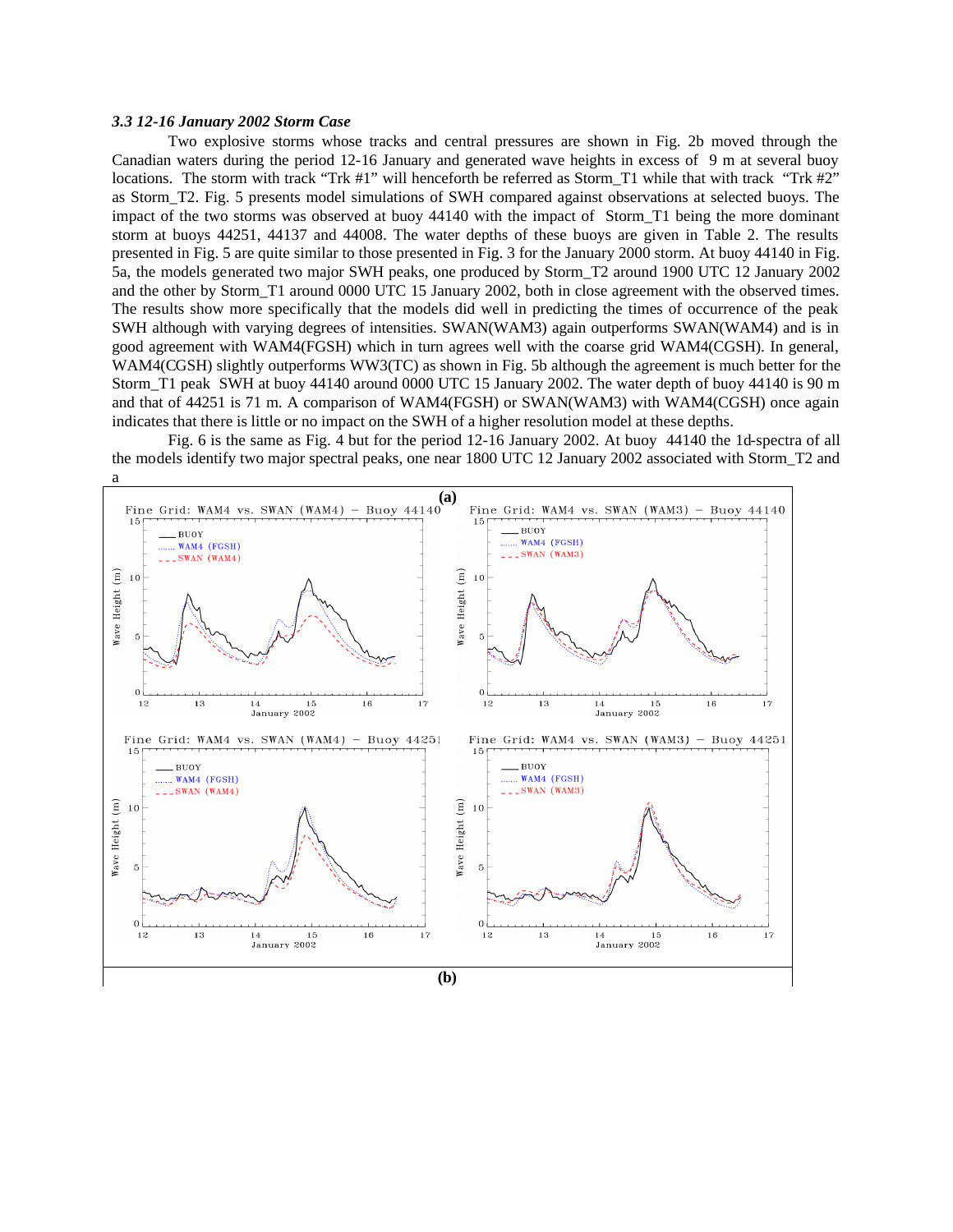### *3.3 12-16 January 2002 Storm Case*

Two explosive storms whose tracks and central pressures are shown in Fig. 2b moved through the Canadian waters during the period 12-16 January and generated wave heights in excess of 9 m at several buoy locations. The storm with track "Trk #1" will henceforth be referred as Storm_T1 while that with track "Trk #2" as Storm_T2. Fig. 5 presents model simulations of SWH compared against observations at selected buoys. The impact of the two storms was observed at buoy 44140 with the impact of Storm_T1 being the more dominant storm at buoys 44251, 44137 and 44008. The water depths of these buoys are given in Table 2. The results presented in Fig. 5 are quite similar to those presented in Fig. 3 for the January 2000 storm. At buoy 44140 in Fig. 5a, the models generated two major SWH peaks, one produced by Storm_T2 around 1900 UTC 12 January 2002 and the other by Storm_T1 around 0000 UTC 15 January 2002, both in close agreement with the observed times. The results show more specifically that the models did well in predicting the times of occurrence of the peak SWH although with varying degrees of intensities. SWAN(WAM3) again outperforms SWAN(WAM4) and is in good agreement with WAM4(FGSH) which in turn agrees well with the coarse grid WAM4(CGSH). In general, WAM4(CGSH) slightly outperforms WW3(TC) as shown in Fig. 5b although the agreement is much better for the Storm_T1 peak SWH at buoy 44140 around 0000 UTC 15 January 2002. The water depth of buoy 44140 is 90 m and that of 44251 is 71 m. A comparison of WAM4(FGSH) or SWAN(WAM3) with WAM4(CGSH) once again indicates that there is little or no impact on the SWH of a higher resolution model at these depths.

Fig. 6 is the same as Fig. 4 but for the period 12-16 January 2002. At buoy 44140 the 1d-spectra of all the models identify two major spectral peaks, one near 1800 UTC 12 January 2002 associated with Storm_T2 and a

(a)

(b)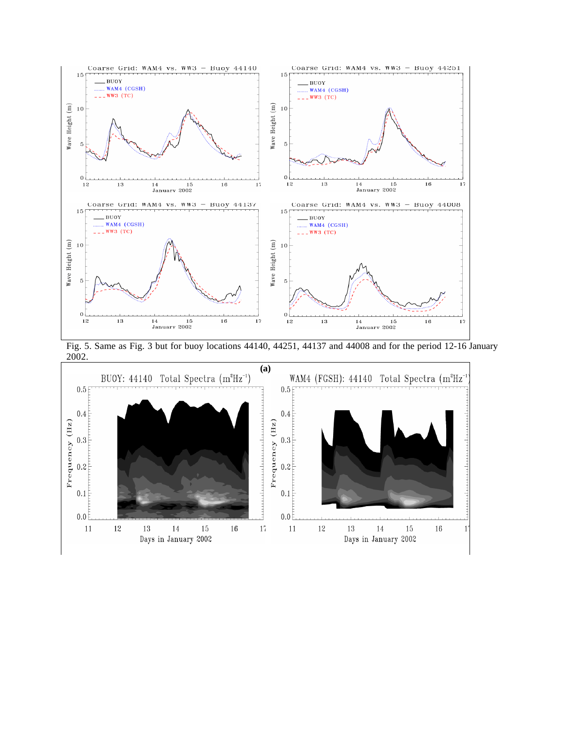Fig. 5. Same as Fig. 3 but for buoy locations 44140, 44251, 44137 and 44008 and for the period 12-16 January 2002.

**(a)**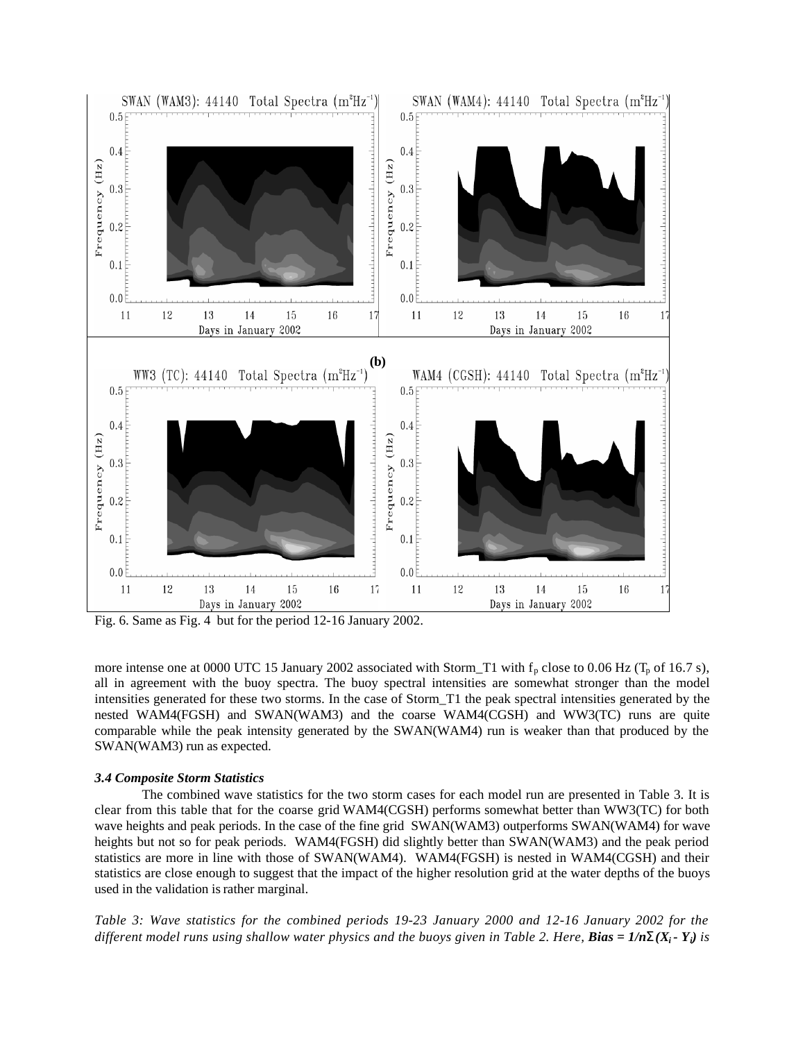Fig. 6. Same as Fig. 4 but for the period 12-16 January 2002.

more intense one at 0000 UTC 15 January 2002 associated with Storm_T1 with $f_p$ close to 0.06 Hz ($T_p$ of 16.7 s), all in agreement with the buoy spectra. The buoy spectral intensities are somewhat stronger than the model intensities generated for these two storms. In the case of Storm_T1 the peak spectral intensities generated by the nested WAM4(FGSH) and SWAN(WAM3) and the coarse WAM4(CGSH) and WW3(TC) runs are quite comparable while the peak intensity generated by the SWAN(WAM4) run is weaker than that produced by the SWAN(WAM3) run as expected.

### *3.4 Composite Storm Statistics*

The combined wave statistics for the two storm cases for each model run are presented in Table 3. It is clear from this table that for the coarse grid WAM4(CGSH) performs somewhat better than WW3(TC) for both wave heights and peak periods. In the case of the fine grid SWAN(WAM3) outperforms SWAN(WAM4) for wave heights but not so for peak periods. WAM4(FGSH) did slightly better than SWAN(WAM3) and the peak period statistics are more in line with those of SWAN(WAM4). WAM4(FGSH) is nested in WAM4(CGSH) and their statistics are close enough to suggest that the impact of the higher resolution grid at the water depths of the buoys used in the validation is rather marginal.

*Table 3: Wave statistics for the combined periods 19-23 January 2000 and 12-16 January 2002 for the different model runs using shallow water physics and the buoys given in Table 2. Here,* ***Bias*** $= 1/n\Sigma(X_i - Y_i)$ *is*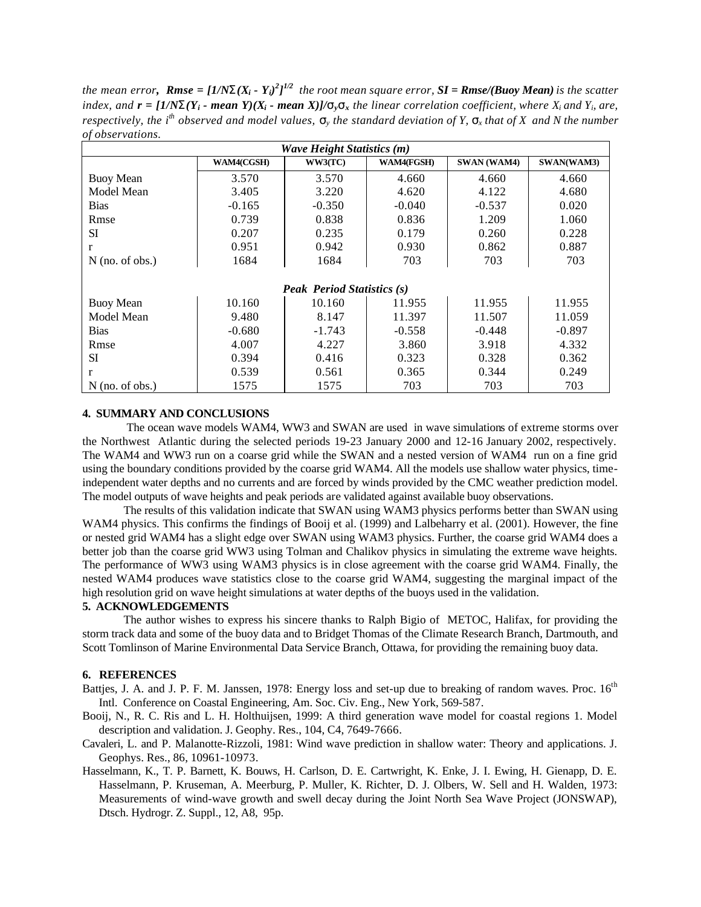*the mean error*, ***Rmse*** $= [1/N\Sigma(X_i - Y_i)^2]^{1/2}$ *the root mean square error*, ***SI = Rmse/(Buoy Mean)*** *is the scatter index, and* $r = [1/N\Sigma(Y_i - \text{mean } Y)(X_i - \text{mean } X)]/\sigma_y\sigma_x$ *the linear correlation coefficient, where* $X_i$ *and* $Y_i$*, are, respectively, the* $i^{th}$ *observed and model values,* $\sigma_y$ *the standard deviation of Y,* $\sigma_x$ *that of X and N the number of observations.*

| ***Wave Height Statistics (m)*** | | | | | |
|---|---|---|---|---|---|
| | **WAM4(CGSH)** | **WW3(TC)** | **WAM4(FGSH)** | **SWAN (WAM4)** | **SWAN(WAM3)** |
| Buoy Mean | 3.570 | 3.570 | 4.660 | 4.660 | 4.660 |
| Model Mean | 3.405 | 3.220 | 4.620 | 4.122 | 4.680 |
| Bias | -0.165 | -0.350 | -0.040 | -0.537 | 0.020 |
| Rmse | 0.739 | 0.838 | 0.836 | 1.209 | 1.060 |
| SI | 0.207 | 0.235 | 0.179 | 0.260 | 0.228 |
| r | 0.951 | 0.942 | 0.930 | 0.862 | 0.887 |
| N (no. of obs.) | 1684 | 1684 | 703 | 703 | 703 |
| ***Peak Period Statistics (s)*** | | | | | |
| Buoy Mean | 10.160 | 10.160 | 11.955 | 11.955 | 11.955 |
| Model Mean | 9.480 | 8.147 | 11.397 | 11.507 | 11.059 |
| Bias | -0.680 | -1.743 | -0.558 | -0.448 | -0.897 |
| Rmse | 4.007 | 4.227 | 3.860 | 3.918 | 4.332 |
| SI | 0.394 | 0.416 | 0.323 | 0.328 | 0.362 |
| r | 0.539 | 0.561 | 0.365 | 0.344 | 0.249 |
| N (no. of obs.) | 1575 | 1575 | 703 | 703 | 703 |

## 4. SUMMARY AND CONCLUSIONS

The ocean wave models WAM4, WW3 and SWAN are used in wave simulations of extreme storms over the Northwest Atlantic during the selected periods 19-23 January 2000 and 12-16 January 2002, respectively. The WAM4 and WW3 run on a coarse grid while the SWAN and a nested version of WAM4 run on a fine grid using the boundary conditions provided by the coarse grid WAM4. All the models use shallow water physics, time-independent water depths and no currents and are forced by winds provided by the CMC weather prediction model. The model outputs of wave heights and peak periods are validated against available buoy observations.

The results of this validation indicate that SWAN using WAM3 physics performs better than SWAN using WAM4 physics. This confirms the findings of Booij et al. (1999) and Lalbeharry et al. (2001). However, the fine or nested grid WAM4 has a slight edge over SWAN using WAM3 physics. Further, the coarse grid WAM4 does a better job than the coarse grid WW3 using Tolman and Chalikov physics in simulating the extreme wave heights. The performance of WW3 using WAM3 physics is in close agreement with the coarse grid WAM4. Finally, the nested WAM4 produces wave statistics close to the coarse grid WAM4, suggesting the marginal impact of the high resolution grid on wave height simulations at water depths of the buoys used in the validation.

## 5. ACKNOWLEDGEMENTS

The author wishes to express his sincere thanks to Ralph Bigio of METOC, Halifax, for providing the storm track data and some of the buoy data and to Bridget Thomas of the Climate Research Branch, Dartmouth, and Scott Tomlinson of Marine Environmental Data Service Branch, Ottawa, for providing the remaining buoy data.

## 6. REFERENCES

Battjes, J. A. and J. P. F. M. Janssen, 1978: Energy loss and set-up due to breaking of random waves. Proc. 16th Intl. Conference on Coastal Engineering, Am. Soc. Civ. Eng., New York, 569-587.

Booij, N., R. C. Ris and L. H. Holthuijsen, 1999: A third generation wave model for coastal regions 1. Model description and validation. J. Geophy. Res., 104, C4, 7649-7666.

Cavaleri, L. and P. Malanotte-Rizzoli, 1981: Wind wave prediction in shallow water: Theory and applications. J. Geophys. Res., 86, 10961-10973.

Hasselmann, K., T. P. Barnett, K. Bouws, H. Carlson, D. E. Cartwright, K. Enke, J. I. Ewing, H. Gienapp, D. E. Hasselmann, P. Kruseman, A. Meerburg, P. Muller, K. Richter, D. J. Olbers, W. Sell and H. Walden, 1973: Measurements of wind-wave growth and swell decay during the Joint North Sea Wave Project (JONSWAP), Dtsch. Hydrogr. Z. Suppl., 12, A8, 95p.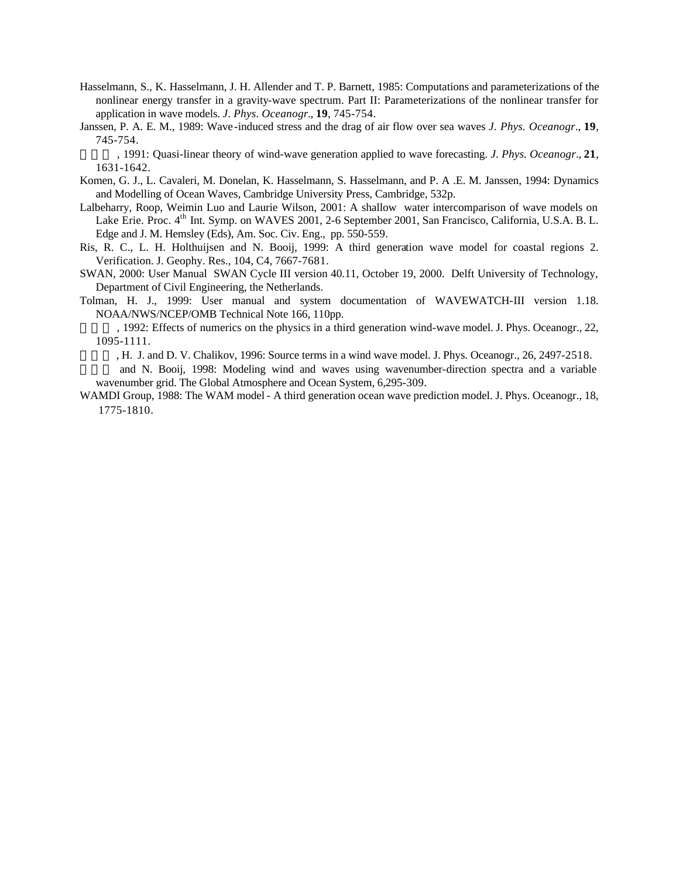Hasselmann, S., K. Hasselmann, J. H. Allender and T. P. Barnett, 1985: Computations and parameterizations of the nonlinear energy transfer in a gravity-wave spectrum. Part II: Parameterizations of the nonlinear transfer for application in wave models. *J. Phys. Oceanogr*., **19**, 745-754.

Janssen, P. A. E. M., 1989: Wave-induced stress and the drag of air flow over sea waves *J. Phys. Oceanogr*., **19**, 745-754.

———, 1991: Quasi-linear theory of wind-wave generation applied to wave forecasting. *J. Phys. Oceanogr*., **21**, 1631-1642.

Komen, G. J., L. Cavaleri, M. Donelan, K. Hasselmann, S. Hasselmann, and P. A .E. M. Janssen, 1994: Dynamics and Modelling of Ocean Waves, Cambridge University Press, Cambridge, 532p.

Lalbeharry, Roop, Weimin Luo and Laurie Wilson, 2001: A shallow water intercomparison of wave models on Lake Erie. Proc. 4th Int. Symp. on WAVES 2001, 2-6 September 2001, San Francisco, California, U.S.A. B. L. Edge and J. M. Hemsley (Eds), Am. Soc. Civ. Eng., pp. 550-559.

Ris, R. C., L. H. Holthuijsen and N. Booij, 1999: A third generation wave model for coastal regions 2. Verification. J. Geophy. Res., 104, C4, 7667-7681.

SWAN, 2000: User Manual SWAN Cycle III version 40.11, October 19, 2000. Delft University of Technology, Department of Civil Engineering, the Netherlands.

Tolman, H. J., 1999: User manual and system documentation of WAVEWATCH-III version 1.18. NOAA/NWS/NCEP/OMB Technical Note 166, 110pp.

———, 1992: Effects of numerics on the physics in a third generation wind-wave model. J. Phys. Oceanogr., 22, 1095-1111.

———, H. J. and D. V. Chalikov, 1996: Source terms in a wind wave model. J. Phys. Oceanogr., 26, 2497-2518.

——— and N. Booij, 1998: Modeling wind and waves using wavenumber-direction spectra and a variable wavenumber grid. The Global Atmosphere and Ocean System, 6,295-309.

WAMDI Group, 1988: The WAM model - A third generation ocean wave prediction model. J. Phys. Oceanogr., 18, 1775-1810.